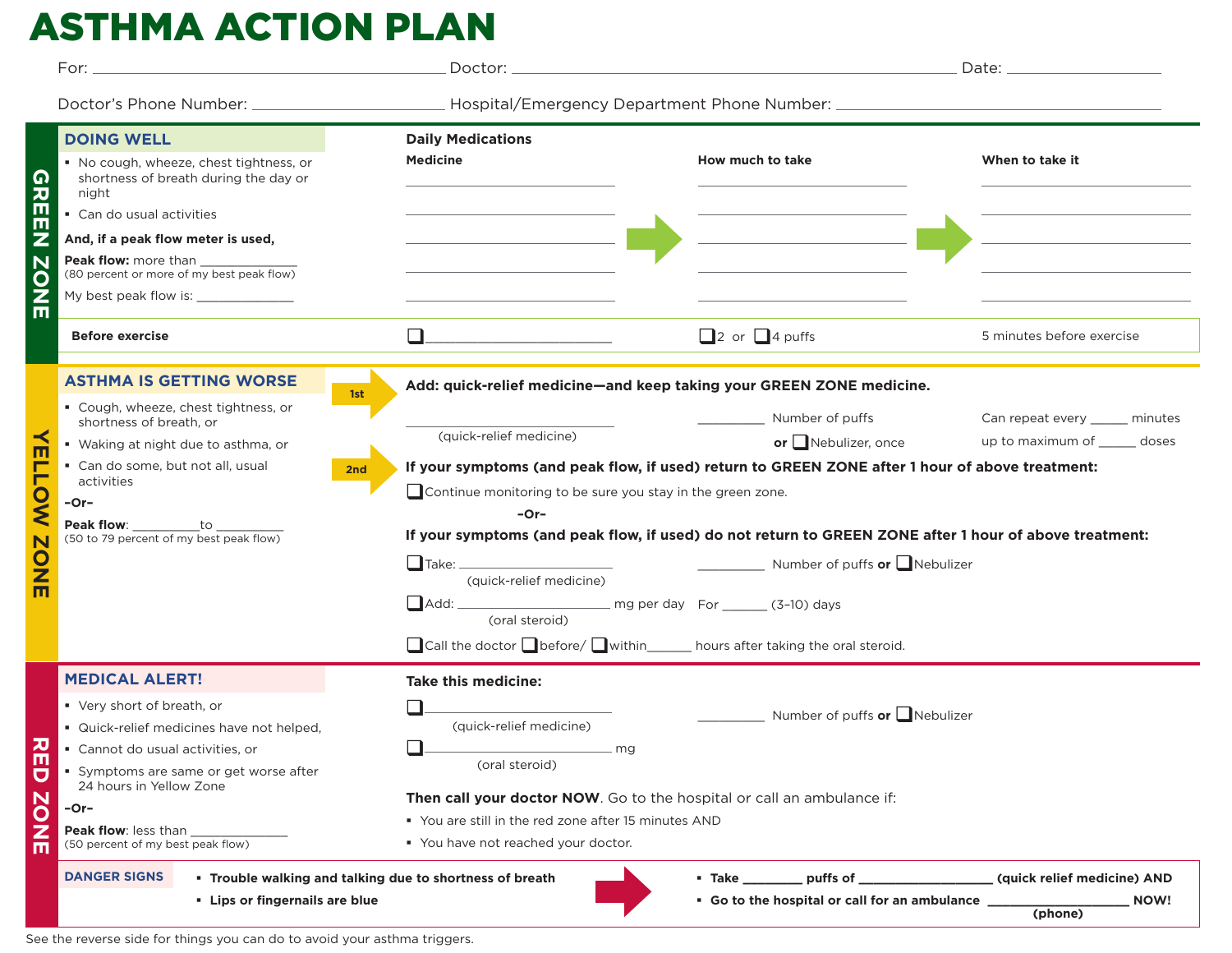# ASTHMA ACTION PLAN

For: ____________________ Doctor: ____________________ Date: ____________

Doctor's Phone Number: ____________________ Hospital/Emergency Department Phone Number: ____________________

## GREEN ZONE

### DOING WELL

- No cough, wheeze, chest tightness, or shortness of breath during the day or night
- Can do usual activities

**And, if a peak flow meter is used,**

**Peak flow:** more than ____________
(80 percent or more of my best peak flow)

My best peak flow is: ____________

**Daily Medications**

| Medicine | How much to take | When to take it |
|---|---|---|
| | | |
| | | |
| | | |
| | | |
| | | |

| **Before exercise** | ❑ ____________________ | ❑ 2 or ❑ 4 puffs | 5 minutes before exercise |
|---|---|---|---|

## YELLOW ZONE

### ASTHMA IS GETTING WORSE

- Cough, wheeze, chest tightness, or shortness of breath, or
- Waking at night due to asthma, or
- Can do some, but not all, usual activities

**-Or-**

**Peak flow**: ________ to ________
(50 to 79 percent of my best peak flow)

**1st** — **Add: quick-relief medicine—and keep taking your GREEN ZONE medicine.**

____________________ (quick-relief medicine) ________ Number of puffs **or** ❑ Nebulizer, once

Can repeat every _____ minutes up to maximum of _____ doses

**2nd** — **If your symptoms (and peak flow, if used) return to GREEN ZONE after 1 hour of above treatment:**

❑ Continue monitoring to be sure you stay in the green zone.

**-Or-**

**If your symptoms (and peak flow, if used) do not return to GREEN ZONE after 1 hour of above treatment:**

❑ Take: ____________________ (quick-relief medicine) ________ Number of puffs **or** ❑ Nebulizer

❑ Add: ____________________ (oral steroid) mg per day For ______ (3–10) days

❑ Call the doctor ❑ before/ ❑ within ______ hours after taking the oral steroid.

## RED ZONE

### MEDICAL ALERT!

- Very short of breath, or
- Quick-relief medicines have not helped,
- Cannot do usual activities, or
- Symptoms are same or get worse after 24 hours in Yellow Zone

**-Or-**

**Peak flow**: less than ____________
(50 percent of my best peak flow)

**Take this medicine:**

❑ ____________________ (quick-relief medicine) ________ Number of puffs **or** ❑ Nebulizer

❑ ____________________ (oral steroid) mg

**Then call your doctor NOW**. Go to the hospital or call an ambulance if:

- You are still in the red zone after 15 minutes AND
- You have not reached your doctor.

**DANGER SIGNS**

- **Trouble walking and talking due to shortness of breath**
- **Lips or fingernails are blue**

- **Take ________ puffs of ________________ (quick relief medicine) AND**
- **Go to the hospital or call for an ambulance ________________ (phone) NOW!**

See the reverse side for things you can do to avoid your asthma triggers.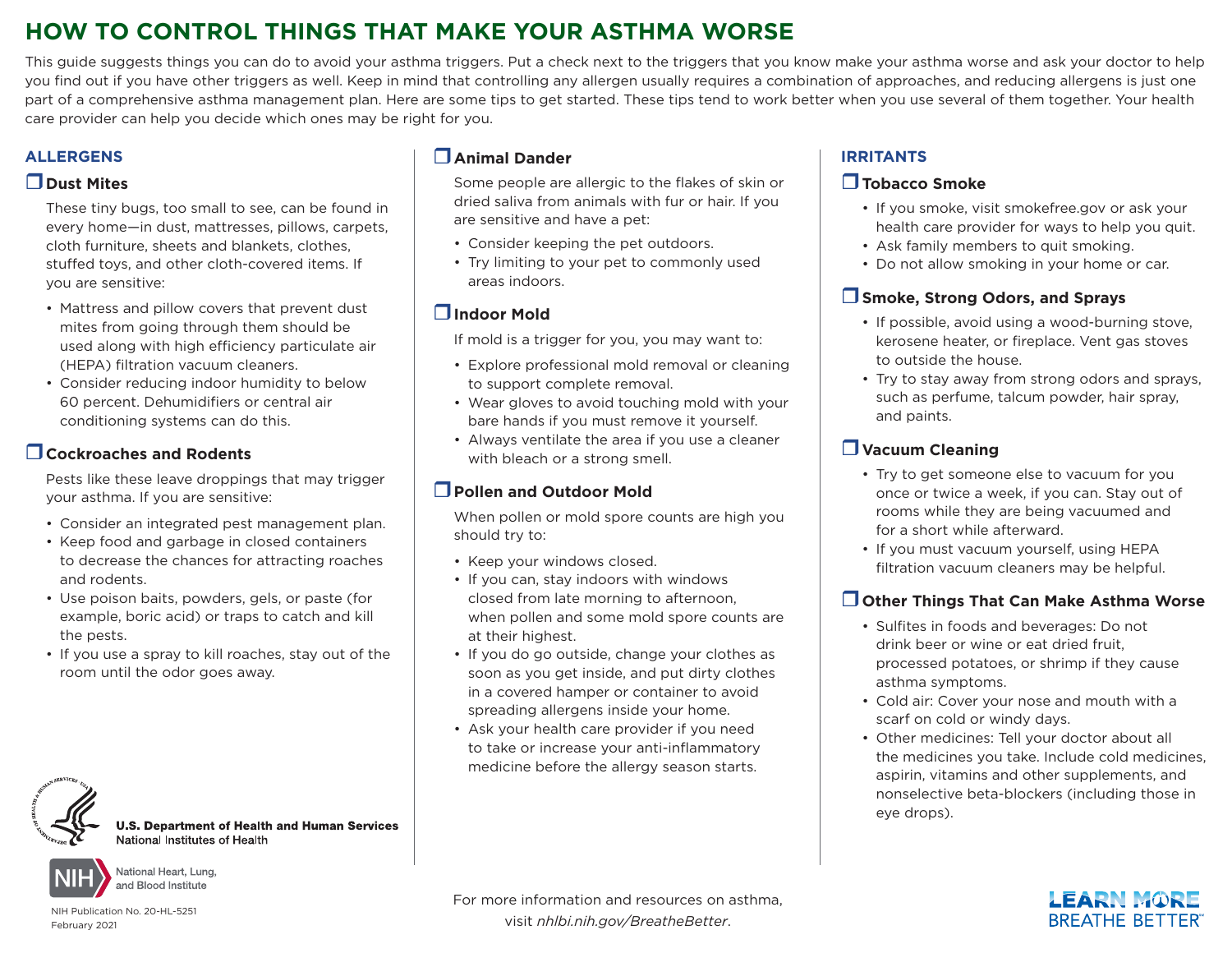# HOW TO CONTROL THINGS THAT MAKE YOUR ASTHMA WORSE

This guide suggests things you can do to avoid your asthma triggers. Put a check next to the triggers that you know make your asthma worse and ask your doctor to help you find out if you have other triggers as well. Keep in mind that controlling any allergen usually requires a combination of approaches, and reducing allergens is just one part of a comprehensive asthma management plan. Here are some tips to get started. These tips tend to work better when you use several of them together. Your health care provider can help you decide which ones may be right for you.

## ALLERGENS

### ❐ Dust Mites

These tiny bugs, too small to see, can be found in every home—in dust, mattresses, pillows, carpets, cloth furniture, sheets and blankets, clothes, stuffed toys, and other cloth-covered items. If you are sensitive:

- Mattress and pillow covers that prevent dust mites from going through them should be used along with high efficiency particulate air (HEPA) filtration vacuum cleaners.
- Consider reducing indoor humidity to below 60 percent. Dehumidifiers or central air conditioning systems can do this.

### ❐ Cockroaches and Rodents

Pests like these leave droppings that may trigger your asthma. If you are sensitive:

- Consider an integrated pest management plan.
- Keep food and garbage in closed containers to decrease the chances for attracting roaches and rodents.
- Use poison baits, powders, gels, or paste (for example, boric acid) or traps to catch and kill the pests.
- If you use a spray to kill roaches, stay out of the room until the odor goes away.

### ❐ Animal Dander

Some people are allergic to the flakes of skin or dried saliva from animals with fur or hair. If you are sensitive and have a pet:

- Consider keeping the pet outdoors.
- Try limiting to your pet to commonly used areas indoors.

### ❐ Indoor Mold

If mold is a trigger for you, you may want to:

- Explore professional mold removal or cleaning to support complete removal.
- Wear gloves to avoid touching mold with your bare hands if you must remove it yourself.
- Always ventilate the area if you use a cleaner with bleach or a strong smell.

### ❐ Pollen and Outdoor Mold

When pollen or mold spore counts are high you should try to:

- Keep your windows closed.
- If you can, stay indoors with windows closed from late morning to afternoon, when pollen and some mold spore counts are at their highest.
- If you do go outside, change your clothes as soon as you get inside, and put dirty clothes in a covered hamper or container to avoid spreading allergens inside your home.
- Ask your health care provider if you need to take or increase your anti-inflammatory medicine before the allergy season starts.

## IRRITANTS

### ❐ Tobacco Smoke

- If you smoke, visit smokefree.gov or ask your health care provider for ways to help you quit.
- Ask family members to quit smoking.
- Do not allow smoking in your home or car.

### ❐ Smoke, Strong Odors, and Sprays

- If possible, avoid using a wood-burning stove, kerosene heater, or fireplace. Vent gas stoves to outside the house.
- Try to stay away from strong odors and sprays, such as perfume, talcum powder, hair spray, and paints.

### ❐ Vacuum Cleaning

- Try to get someone else to vacuum for you once or twice a week, if you can. Stay out of rooms while they are being vacuumed and for a short while afterward.
- If you must vacuum yourself, using HEPA filtration vacuum cleaners may be helpful.

### ❐ Other Things That Can Make Asthma Worse

- Sulfites in foods and beverages: Do not drink beer or wine or eat dried fruit, processed potatoes, or shrimp if they cause asthma symptoms.
- Cold air: Cover your nose and mouth with a scarf on cold or windy days.
- Other medicines: Tell your doctor about all the medicines you take. Include cold medicines, aspirin, vitamins and other supplements, and nonselective beta-blockers (including those in eye drops).

**U.S. Department of Health and Human Services**
National Institutes of Health

NIH National Heart, Lung, and Blood Institute

NIH Publication No. 20-HL-5251
February 2021

For more information and resources on asthma, visit *nhlbi.nih.gov/BreatheBetter*.

LEARN MORE BREATHE BETTER™